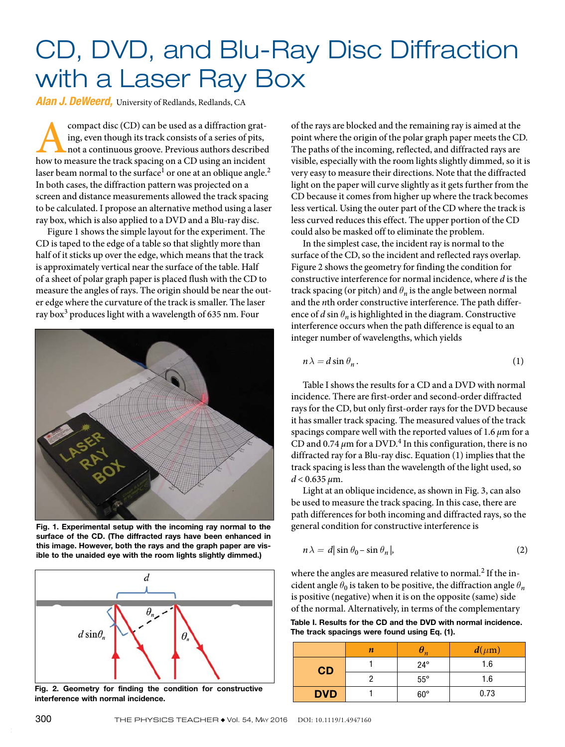# CD, DVD, and Blu-Ray Disc Diffraction with a Laser Ray Box

***Alan J. DeWeerd,*** University of Redlands, Redlands, CA

A compact disc (CD) can be used as a diffraction grating, even though its track consists of a series of pits, not a continuous groove. Previous authors described how to measure the track spacing on a CD using an incident laser beam normal to the surface[1] or one at an oblique angle.[2] In both cases, the diffraction pattern was projected on a screen and distance measurements allowed the track spacing to be calculated. I propose an alternative method using a laser ray box, which is also applied to a DVD and a Blu-ray disc.

Figure 1 shows the simple layout for the experiment. The CD is taped to the edge of a table so that slightly more than half of it sticks up over the edge, which means that the track is approximately vertical near the surface of the table. Half of a sheet of polar graph paper is placed flush with the CD to measure the angles of rays. The origin should be near the outer edge where the curvature of the track is smaller. The laser ray box[3] produces light with a wavelength of 635 nm. Four of the rays are blocked and the remaining ray is aimed at the point where the origin of the polar graph paper meets the CD. The paths of the incoming, reflected, and diffracted rays are visible, especially with the room lights slightly dimmed, so it is very easy to measure their directions. Note that the diffracted light on the paper will curve slightly as it gets further from the CD because it comes from higher up where the track becomes less vertical. Using the outer part of the CD where the track is less curved reduces this effect. The upper portion of the CD could also be masked off to eliminate the problem.

**Fig. 1. Experimental setup with the incoming ray normal to the surface of the CD. (The diffracted rays have been enhanced in this image. However, both the rays and the graph paper are visible to the unaided eye with the room lights slightly dimmed.)**

**Fig. 2. Geometry for finding the condition for constructive interference with normal incidence.**

In the simplest case, the incident ray is normal to the surface of the CD, so the incident and reflected rays overlap. Figure 2 shows the geometry for finding the condition for constructive interference for normal incidence, where $d$ is the track spacing (or pitch) and $\theta_n$ is the angle between normal and the $n$th order constructive interference. The path difference of $d \sin \theta_n$ is highlighted in the diagram. Constructive interference occurs when the path difference is equal to an integer number of wavelengths, which yields

$$n\lambda = d \sin \theta_n . \tag{1}$$

Table I shows the results for a CD and a DVD with normal incidence. There are first-order and second-order diffracted rays for the CD, but only first-order rays for the DVD because it has smaller track spacing. The measured values of the track spacings compare well with the reported values of 1.6 $\mu$m for a CD and 0.74 $\mu$m for a DVD.[4] In this configuration, there is no diffracted ray for a Blu-ray disc. Equation (1) implies that the track spacing is less than the wavelength of the light used, so $d < 0.635$ $\mu$m.

Light at an oblique incidence, as shown in Fig. 3, can also be used to measure the track spacing. In this case, there are path differences for both incoming and diffracted rays, so the general condition for constructive interference is

$$n\lambda = d|\sin \theta_0 - \sin \theta_n|, \tag{2}$$

where the angles are measured relative to normal.[2] If the incident angle $\theta_0$ is taken to be positive, the diffraction angle $\theta_n$ is positive (negative) when it is on the opposite (same) side of the normal. Alternatively, in terms of the complementary

**Table I. Results for the CD and the DVD with normal incidence. The track spacings were found using Eq. (1).**

| | $n$ | $\theta_n$ | $d(\mu\text{m})$ |
|---|---|---|---|
| **CD** | 1 | 24° | 1.6 |
| | 2 | 55° | 1.6 |
| **DVD** | 1 | 60° | 0.73 |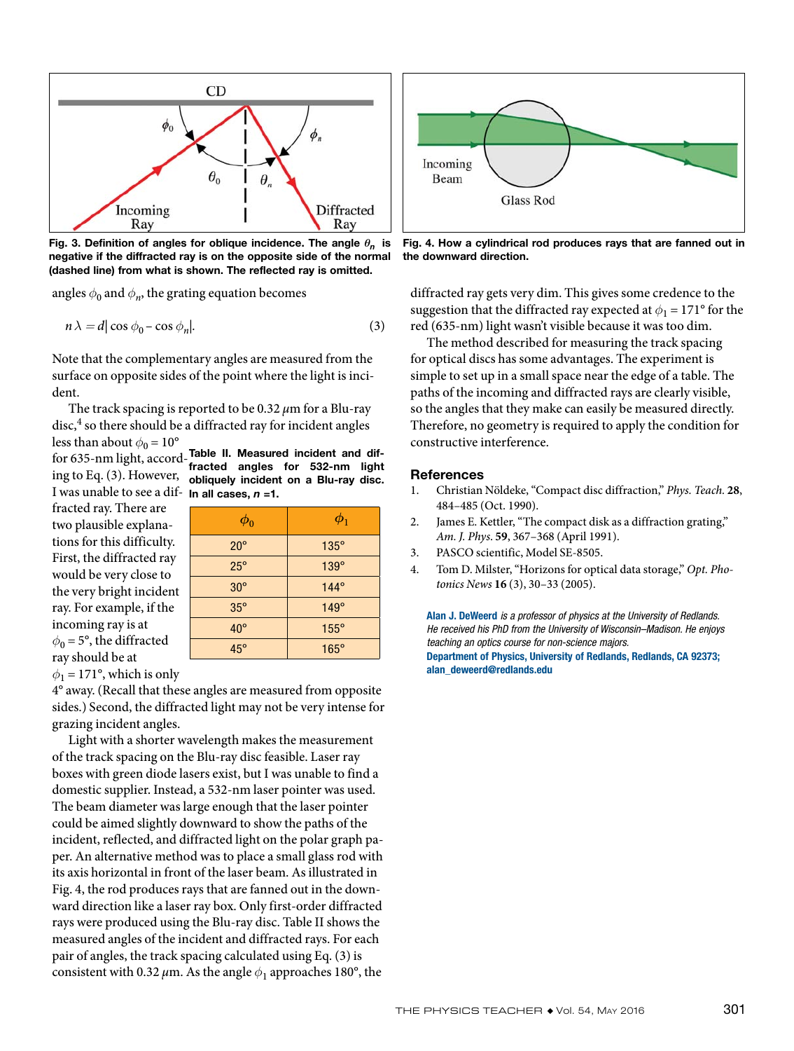CD

$\phi_0$

$\phi_n$

$\theta_0$

$\theta_n$

Incoming Ray

Diffracted Ray

**Fig. 3. Definition of angles for oblique incidence. The angle $\theta_n$ is negative if the diffracted ray is on the opposite side of the normal (dashed line) from what is shown. The reflected ray is omitted.**

Incoming Beam

Glass Rod

**Fig. 4. How a cylindrical rod produces rays that are fanned out in the downward direction.**

angles $\phi_0$ and $\phi_n$, the grating equation becomes

$$n\lambda = d|\cos\phi_0 - \cos\phi_n|. \quad (3)$$

Note that the complementary angles are measured from the surface on opposite sides of the point where the light is incident.

The track spacing is reported to be 0.32 $\mu$m for a Blu-ray disc,[4] so there should be a diffracted ray for incident angles less than about $\phi_0 = 10°$ for 635-nm light, according to Eq. (3). However, I was unable to see a diffracted ray. There are two plausible explanations for this difficulty. First, the diffracted ray would be very close to the very bright incident ray. For example, if the incoming ray is at $\phi_0 = 5°$, the diffracted ray should be at $\phi_1 = 171°$, which is only 4° away. (Recall that these angles are measured from opposite sides.) Second, the diffracted light may not be very intense for grazing incident angles.

**Table II. Measured incident and diffracted angles for 532-nm light obliquely incident on a Blu-ray disc. In all cases, $n$ = 1.**

| $\phi_0$ | $\phi_1$ |
|---|---|
| 20° | 135° |
| 25° | 139° |
| 30° | 144° |
| 35° | 149° |
| 40° | 155° |
| 45° | 165° |

Light with a shorter wavelength makes the measurement of the track spacing on the Blu-ray disc feasible. Laser ray boxes with green diode lasers exist, but I was unable to find a domestic supplier. Instead, a 532-nm laser pointer was used. The beam diameter was large enough that the laser pointer could be aimed slightly downward to show the paths of the incident, reflected, and diffracted light on the polar graph paper. An alternative method was to place a small glass rod with its axis horizontal in front of the laser beam. As illustrated in Fig. 4, the rod produces rays that are fanned out in the downward direction like a laser ray box. Only first-order diffracted rays were produced using the Blu-ray disc. Table II shows the measured angles of the incident and diffracted rays. For each pair of angles, the track spacing calculated using Eq. (3) is consistent with 0.32 $\mu$m. As the angle $\phi_1$ approaches 180°, the diffracted ray gets very dim. This gives some credence to the suggestion that the diffracted ray expected at $\phi_1 = 171°$ for the red (635-nm) light wasn't visible because it was too dim.

The method described for measuring the track spacing for optical discs has some advantages. The experiment is simple to set up in a small space near the edge of a table. The paths of the incoming and diffracted rays are clearly visible, so the angles that they make can easily be measured directly. Therefore, no geometry is required to apply the condition for constructive interference.

## References

1. Christian Nöldeke, "Compact disc diffraction," *Phys. Teach.* **28**, 484–485 (Oct. 1990).
2. James E. Kettler, "The compact disk as a diffraction grating," *Am. J. Phys.* **59**, 367–368 (April 1991).
3. PASCO scientific, Model SE-8505.
4. Tom D. Milster, "Horizons for optical data storage," *Opt. Photonics News* **16** (3), 30–33 (2005).

**Alan J. DeWeerd** *is a professor of physics at the University of Redlands. He received his PhD from the University of Wisconsin–Madison. He enjoys teaching an optics course for non-science majors.*
**Department of Physics, University of Redlands, Redlands, CA 92373; alan_deweerd@redlands.edu**